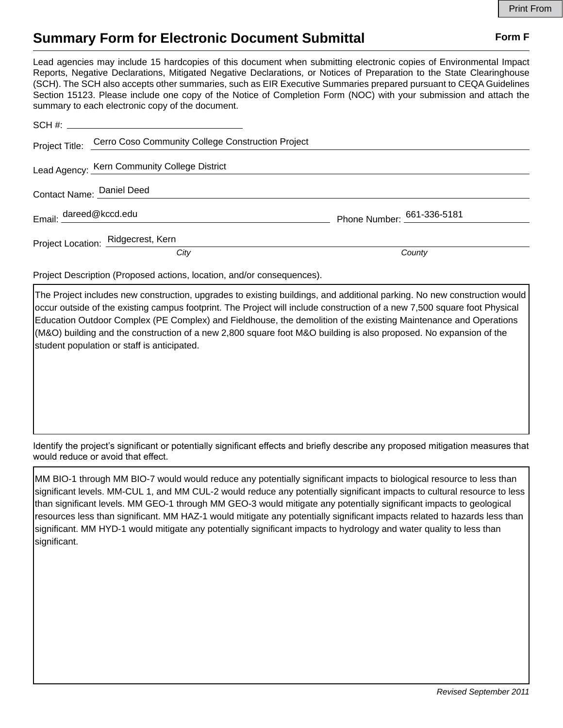# Summary Form for Electronic Document Submittal

**Form F**

Lead agencies may include 15 hardcopies of this document when submitting electronic copies of Environmental Impact Reports, Negative Declarations, Mitigated Negative Declarations, or Notices of Preparation to the State Clearinghouse (SCH). The SCH also accepts other summaries, such as EIR Executive Summaries prepared pursuant to CEQA Guidelines Section 15123. Please include one copy of the Notice of Completion Form (NOC) with your submission and attach the summary to each electronic copy of the document.

SCH #: ____________________

Project Title: Cerro Coso Community College Construction Project

Lead Agency: Kern Community College District

Contact Name: Daniel Deed

Email: dareed@kccd.edu

Phone Number: 661-336-5181

Project Location: Ridgecrest, Kern

*City* *County*

Project Description (Proposed actions, location, and/or consequences).

The Project includes new construction, upgrades to existing buildings, and additional parking. No new construction would occur outside of the existing campus footprint. The Project will include construction of a new 7,500 square foot Physical Education Outdoor Complex (PE Complex) and Fieldhouse, the demolition of the existing Maintenance and Operations (M&O) building and the construction of a new 2,800 square foot M&O building is also proposed. No expansion of the student population or staff is anticipated.

Identify the project's significant or potentially significant effects and briefly describe any proposed mitigation measures that would reduce or avoid that effect.

MM BIO-1 through MM BIO-7 would would reduce any potentially significant impacts to biological resource to less than significant levels. MM-CUL 1, and MM CUL-2 would reduce any potentially significant impacts to cultural resource to less than significant levels. MM GEO-1 through MM GEO-3 would mitigate any potentially significant impacts to geological resources less than significant. MM HAZ-1 would mitigate any potentially significant impacts related to hazards less than significant. MM HYD-1 would mitigate any potentially significant impacts to hydrology and water quality to less than significant.

*Revised September 2011*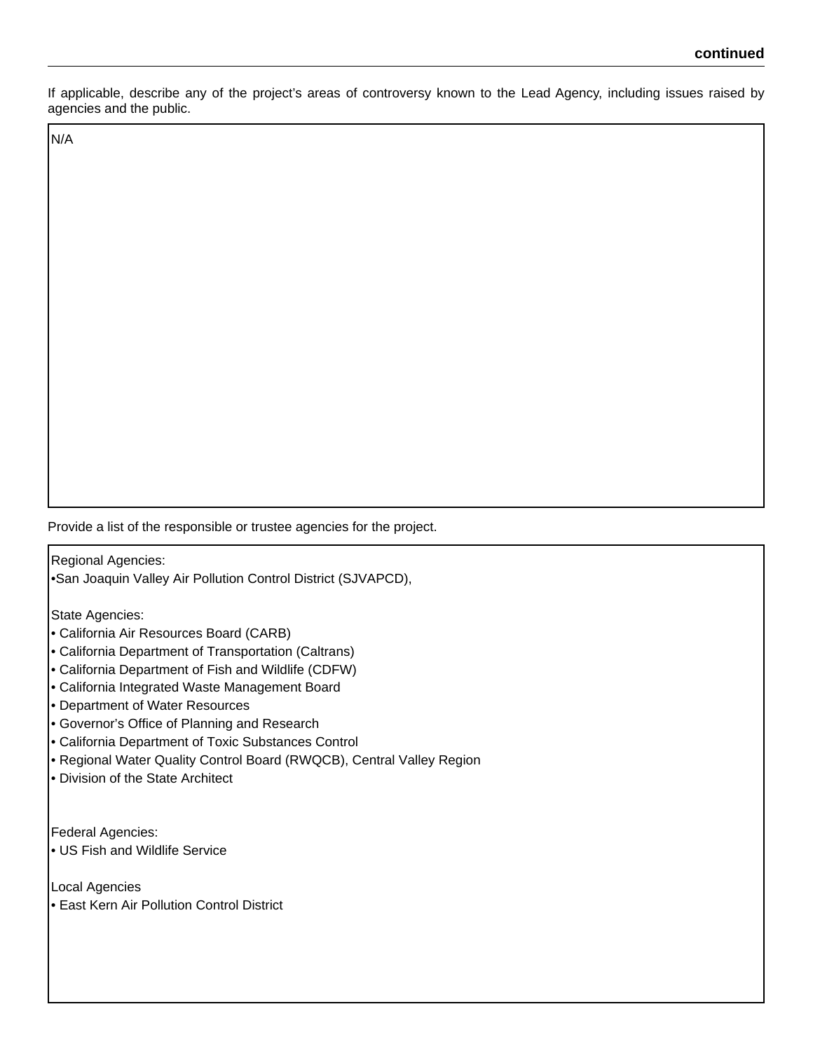**continued**

If applicable, describe any of the project's areas of controversy known to the Lead Agency, including issues raised by agencies and the public.

N/A

Provide a list of the responsible or trustee agencies for the project.

Regional Agencies:
•San Joaquin Valley Air Pollution Control District (SJVAPCD),

State Agencies:
- California Air Resources Board (CARB)
- California Department of Transportation (Caltrans)
- California Department of Fish and Wildlife (CDFW)
- California Integrated Waste Management Board
- Department of Water Resources
- Governor's Office of Planning and Research
- California Department of Toxic Substances Control
- Regional Water Quality Control Board (RWQCB), Central Valley Region
- Division of the State Architect

Federal Agencies:
- US Fish and Wildlife Service

Local Agencies
- East Kern Air Pollution Control District